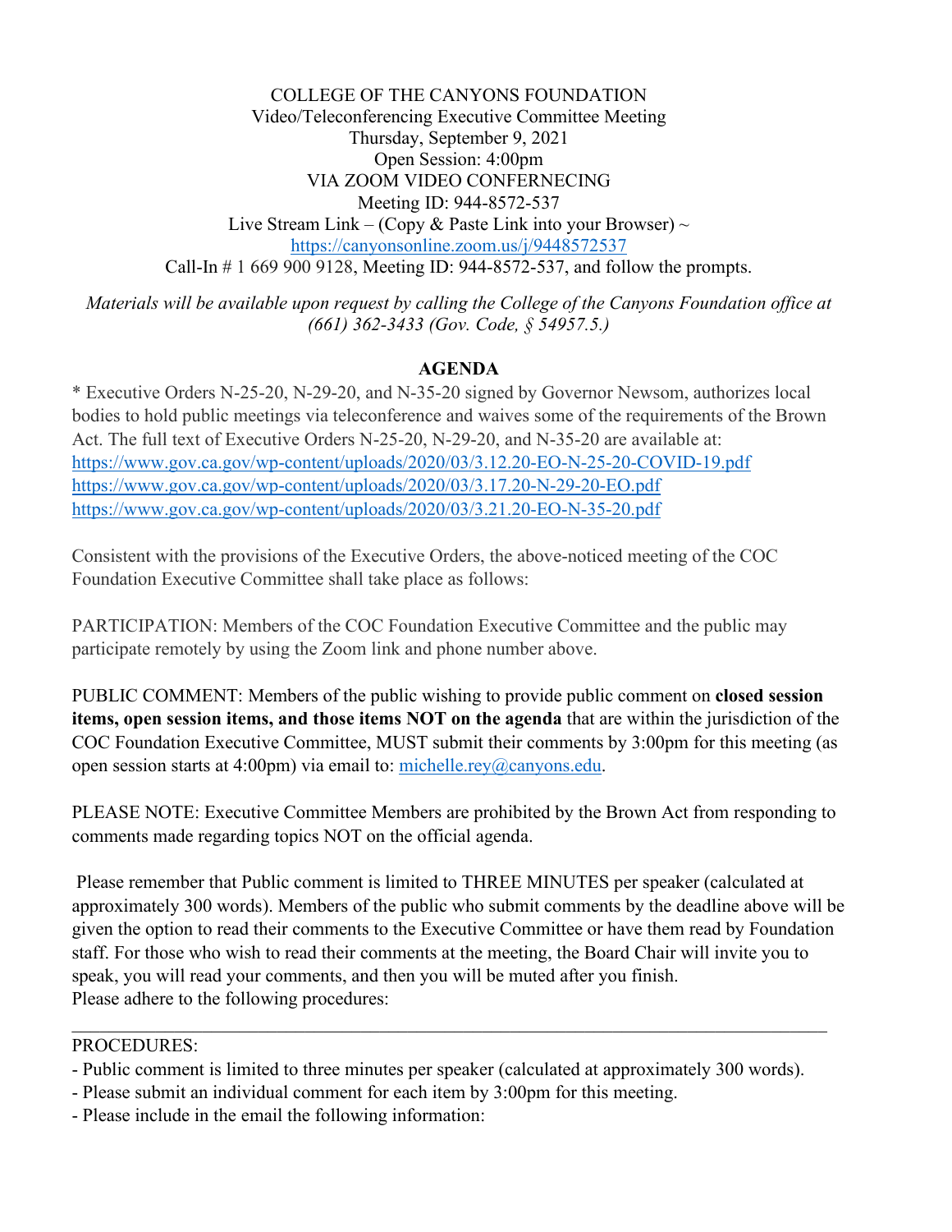COLLEGE OF THE CANYONS FOUNDATION
Video/Teleconferencing Executive Committee Meeting
Thursday, September 9, 2021
Open Session: 4:00pm
VIA ZOOM VIDEO CONFERNECING
Meeting ID: 944-8572-537
Live Stream Link – (Copy & Paste Link into your Browser) ~
https://canyonsonline.zoom.us/j/9448572537
Call-In # 1 669 900 9128, Meeting ID: 944-8572-537, and follow the prompts.

*Materials will be available upon request by calling the College of the Canyons Foundation office at (661) 362-3433 (Gov. Code, § 54957.5.)*

## AGENDA

* Executive Orders N-25-20, N-29-20, and N-35-20 signed by Governor Newsom, authorizes local bodies to hold public meetings via teleconference and waives some of the requirements of the Brown Act. The full text of Executive Orders N-25-20, N-29-20, and N-35-20 are available at:
https://www.gov.ca.gov/wp-content/uploads/2020/03/3.12.20-EO-N-25-20-COVID-19.pdf
https://www.gov.ca.gov/wp-content/uploads/2020/03/3.17.20-N-29-20-EO.pdf
https://www.gov.ca.gov/wp-content/uploads/2020/03/3.21.20-EO-N-35-20.pdf

Consistent with the provisions of the Executive Orders, the above-noticed meeting of the COC Foundation Executive Committee shall take place as follows:

PARTICIPATION: Members of the COC Foundation Executive Committee and the public may participate remotely by using the Zoom link and phone number above.

PUBLIC COMMENT: Members of the public wishing to provide public comment on **closed session items, open session items, and those items NOT on the agenda** that are within the jurisdiction of the COC Foundation Executive Committee, MUST submit their comments by 3:00pm for this meeting (as open session starts at 4:00pm) via email to: michelle.rey@canyons.edu.

PLEASE NOTE: Executive Committee Members are prohibited by the Brown Act from responding to comments made regarding topics NOT on the official agenda.

Please remember that Public comment is limited to THREE MINUTES per speaker (calculated at approximately 300 words). Members of the public who submit comments by the deadline above will be given the option to read their comments to the Executive Committee or have them read by Foundation staff. For those who wish to read their comments at the meeting, the Board Chair will invite you to speak, you will read your comments, and then you will be muted after you finish.
Please adhere to the following procedures:

---

PROCEDURES:
- Public comment is limited to three minutes per speaker (calculated at approximately 300 words).
- Please submit an individual comment for each item by 3:00pm for this meeting.
- Please include in the email the following information: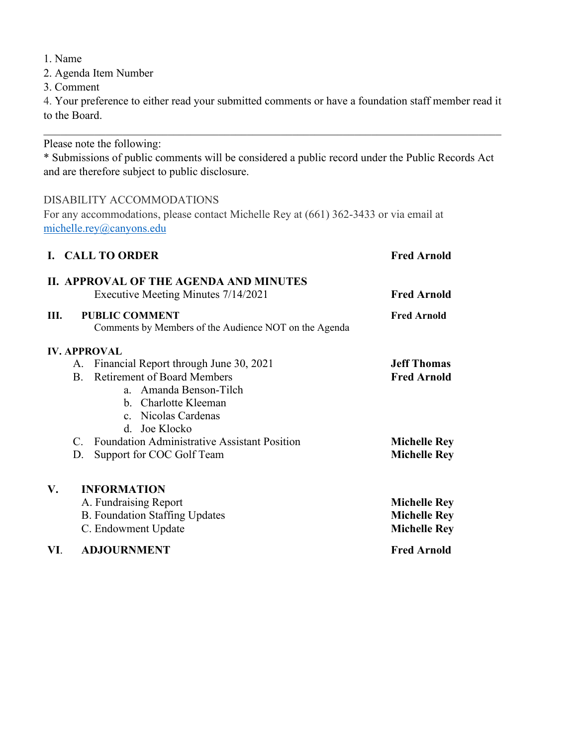1. Name
2. Agenda Item Number
3. Comment
4. Your preference to either read your submitted comments or have a foundation staff member read it to the Board.

---

Please note the following:
* Submissions of public comments will be considered a public record under the Public Records Act and are therefore subject to public disclosure.

DISABILITY ACCOMMODATIONS
For any accommodations, please contact Michelle Rey at (661) 362-3433 or via email at michelle.rey@canyons.edu

| | |
|---|---|
| **I. CALL TO ORDER** | **Fred Arnold** |
| **II. APPROVAL OF THE AGENDA AND MINUTES** | |
| Executive Meeting Minutes 7/14/2021 | **Fred Arnold** |
| **III. PUBLIC COMMENT** | **Fred Arnold** |
| Comments by Members of the Audience NOT on the Agenda | |
| **IV. APPROVAL** | |
| A. Financial Report through June 30, 2021 | **Jeff Thomas** |
| B. Retirement of Board Members | **Fred Arnold** |
| a. Amanda Benson-Tilch | |
| b. Charlotte Kleeman | |
| c. Nicolas Cardenas | |
| d. Joe Klocko | |
| C. Foundation Administrative Assistant Position | **Michelle Rey** |
| D. Support for COC Golf Team | **Michelle Rey** |
| **V. INFORMATION** | |
| A. Fundraising Report | **Michelle Rey** |
| B. Foundation Staffing Updates | **Michelle Rey** |
| C. Endowment Update | **Michelle Rey** |
| **VI. ADJOURNMENT** | **Fred Arnold** |